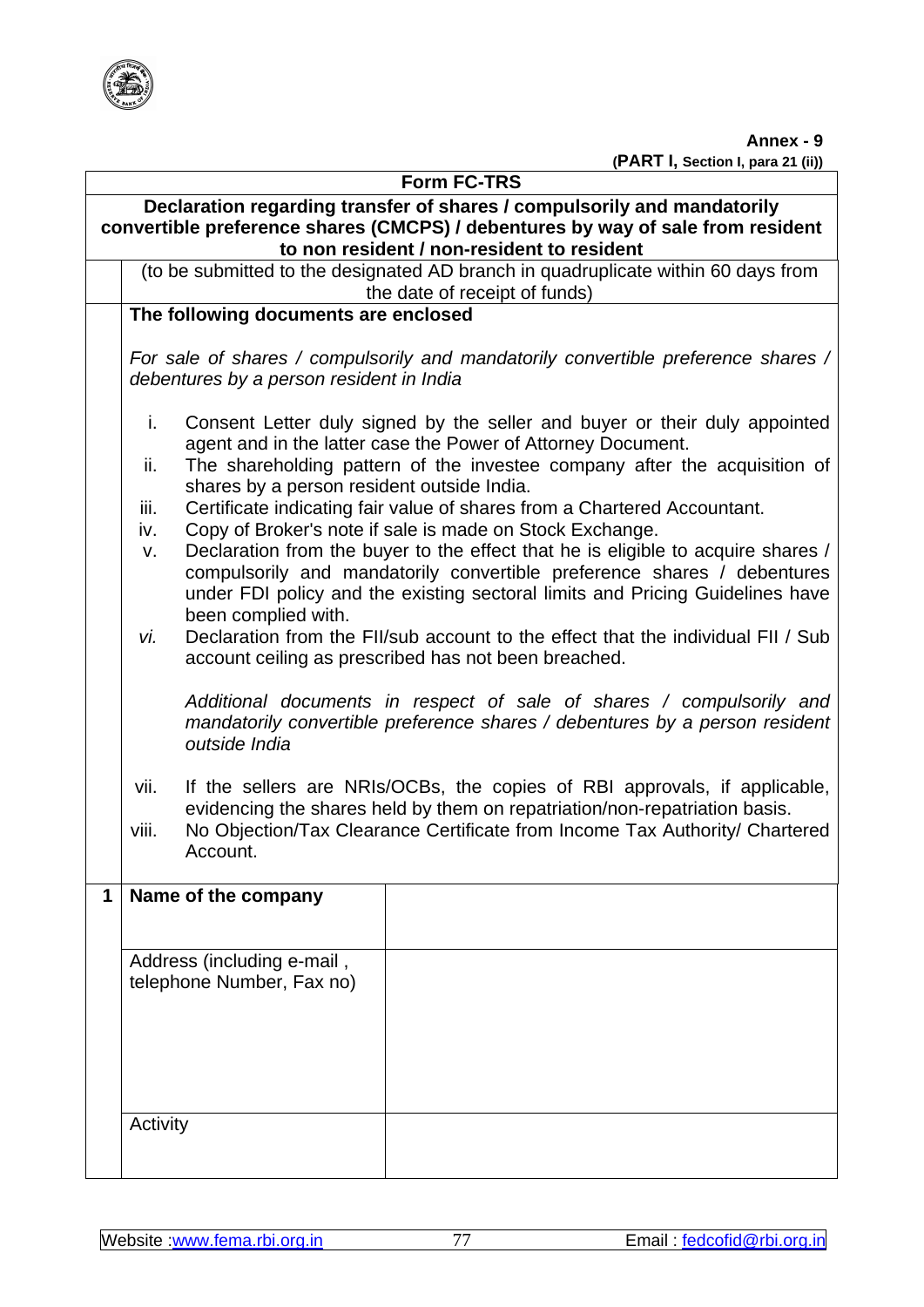**Annex - 9**

**(PART I, Section I, para 21 (ii))**

## Form FC-TRS

**Declaration regarding transfer of shares / compulsorily and mandatorily convertible preference shares (CMCPS) / debentures by way of sale from resident to non resident / non-resident to resident**

(to be submitted to the designated AD branch in quadruplicate within 60 days from the date of receipt of funds)

**The following documents are enclosed**

*For sale of shares / compulsorily and mandatorily convertible preference shares / debentures by a person resident in India*

i. Consent Letter duly signed by the seller and buyer or their duly appointed agent and in the latter case the Power of Attorney Document.

ii. The shareholding pattern of the investee company after the acquisition of shares by a person resident outside India.

iii. Certificate indicating fair value of shares from a Chartered Accountant.

iv. Copy of Broker's note if sale is made on Stock Exchange.

v. Declaration from the buyer to the effect that he is eligible to acquire shares / compulsorily and mandatorily convertible preference shares / debentures under FDI policy and the existing sectoral limits and Pricing Guidelines have been complied with.

*vi.* Declaration from the FII/sub account to the effect that the individual FII / Sub account ceiling as prescribed has not been breached.

*Additional documents in respect of sale of shares / compulsorily and mandatorily convertible preference shares / debentures by a person resident outside India*

vii. If the sellers are NRIs/OCBs, the copies of RBI approvals, if applicable, evidencing the shares held by them on repatriation/non-repatriation basis.

viii. No Objection/Tax Clearance Certificate from Income Tax Authority/ Chartered Account.

| | | |
|---|---|---|
| **1** | **Name of the company** | |
| | Address (including e-mail , telephone Number, Fax no) | |
| | Activity | |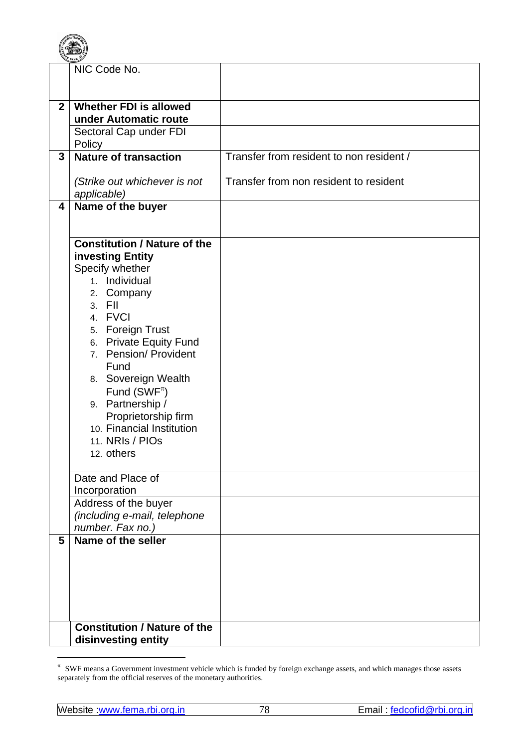| | | |
|---|---|---|
| | NIC Code No. | |
| **2** | **Whether FDI is allowed under Automatic route** | |
| | Sectoral Cap under FDI Policy | |
| **3** | **Nature of transaction**<br><br>*(Strike out whichever is not applicable)* | Transfer from resident to non resident /<br><br>Transfer from non resident to resident |
| **4** | **Name of the buyer** | |
| | **Constitution / Nature of the investing Entity**<br>Specify whether<br>1. Individual<br>2. Company<br>3. FII<br>4. FVCI<br>5. Foreign Trust<br>6. Private Equity Fund<br>7. Pension/ Provident Fund<br>8. Sovereign Wealth Fund (SWF[π])<br>9. Partnership / Proprietorship firm<br>10. Financial Institution<br>11. NRIs / PIOs<br>12. others | |
| | Date and Place of Incorporation | |
| | Address of the buyer *(including e-mail, telephone number. Fax no.)* | |
| **5** | **Name of the seller** | |
| | **Constitution / Nature of the disinvesting entity** | |

[π] SWF means a Government investment vehicle which is funded by foreign exchange assets, and which manages those assets separately from the official reserves of the monetary authorities.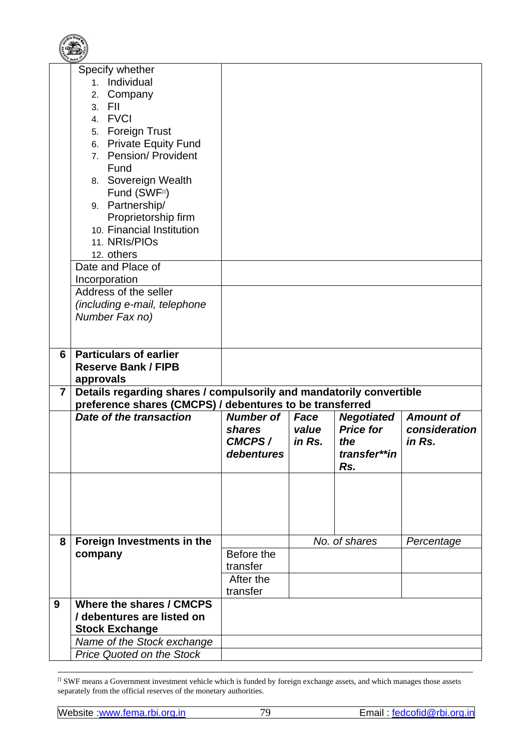| | | | | | |
|---|---|---|---|---|---|
| | Specify whether<br>1. Individual<br>2. Company<br>3. FII<br>4. FVCI<br>5. Foreign Trust<br>6. Private Equity Fund<br>7. Pension/ Provident Fund<br>8. Sovereign Wealth Fund (SWF[Π])<br>9. Partnership/ Proprietorship firm<br>10. Financial Institution<br>11. NRIs/PIOs<br>12. others | | | | |
| | Date and Place of Incorporation | | | | |
| | Address of the seller *(including e-mail, telephone Number Fax no)* | | | | |
| **6** | **Particulars of earlier Reserve Bank / FIPB approvals** | | | | |
| **7** | **Details regarding shares / compulsorily and mandatorily convertible preference shares (CMCPS) / debentures to be transferred** | | | | |
| | ***Date of the transaction*** | ***Number of shares CMCPS / debentures*** | ***Face value in Rs.*** | ***Negotiated Price for the transfer\*\*in Rs.*** | ***Amount of consideration in Rs.*** |
| | | | | | |
| **8** | **Foreign Investments in the company** | | *No. of shares* | | *Percentage* |
| | | Before the transfer | | | |
| | | After the transfer | | | |
| **9** | **Where the shares / CMCPS / debentures are listed on Stock Exchange** | | | | |
| | *Name of the Stock exchange* | | | | |
| | *Price Quoted on the Stock* | | | | |

[Π] SWF means a Government investment vehicle which is funded by foreign exchange assets, and which manages those assets separately from the official reserves of the monetary authorities.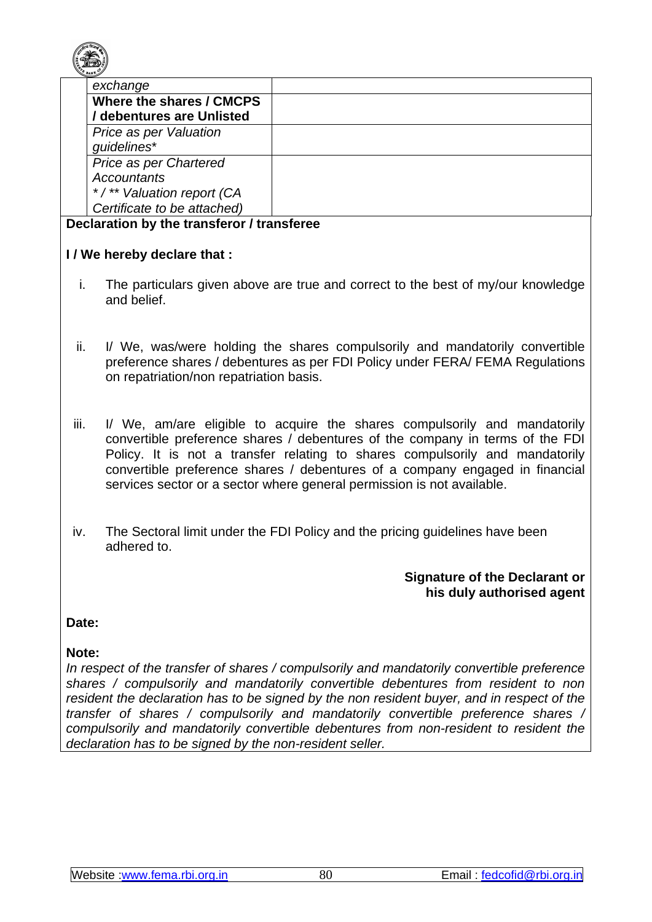| | |
|---|---|
| *exchange* | |
| **Where the shares / CMCPS / debentures are Unlisted** | |
| *Price as per Valuation guidelines** | |
| *Price as per Chartered Accountants */ ** Valuation report (CA Certificate to be attached)* | |

**Declaration by the transferor / transferee**

**I / We hereby declare that :**

i. The particulars given above are true and correct to the best of my/our knowledge and belief.

ii. I/ We, was/were holding the shares compulsorily and mandatorily convertible preference shares / debentures as per FDI Policy under FERA/ FEMA Regulations on repatriation/non repatriation basis.

iii. I/ We, am/are eligible to acquire the shares compulsorily and mandatorily convertible preference shares / debentures of the company in terms of the FDI Policy. It is not a transfer relating to shares compulsorily and mandatorily convertible preference shares / debentures of a company engaged in financial services sector or a sector where general permission is not available.

iv. The Sectoral limit under the FDI Policy and the pricing guidelines have been adhered to.

**Signature of the Declarant or his duly authorised agent**

**Date:**

**Note:**

*In respect of the transfer of shares / compulsorily and mandatorily convertible preference shares / compulsorily and mandatorily convertible debentures from resident to non resident the declaration has to be signed by the non resident buyer, and in respect of the transfer of shares / compulsorily and mandatorily convertible preference shares / compulsorily and mandatorily convertible debentures from non-resident to resident the declaration has to be signed by the non-resident seller.*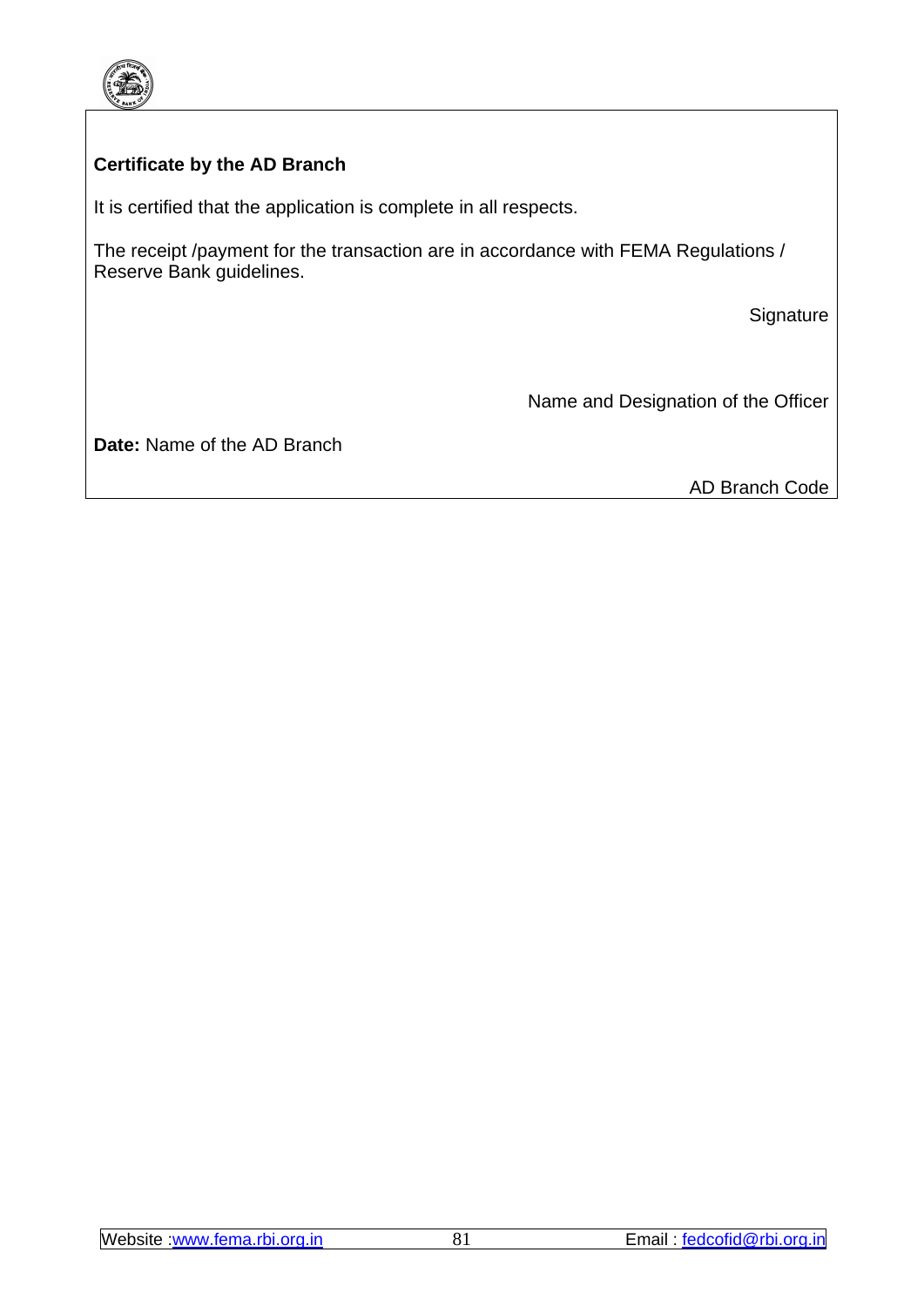**Certificate by the AD Branch**

It is certified that the application is complete in all respects.

The receipt /payment for the transaction are in accordance with FEMA Regulations / Reserve Bank guidelines.

Signature

Name and Designation of the Officer

**Date:** Name of the AD Branch

AD Branch Code